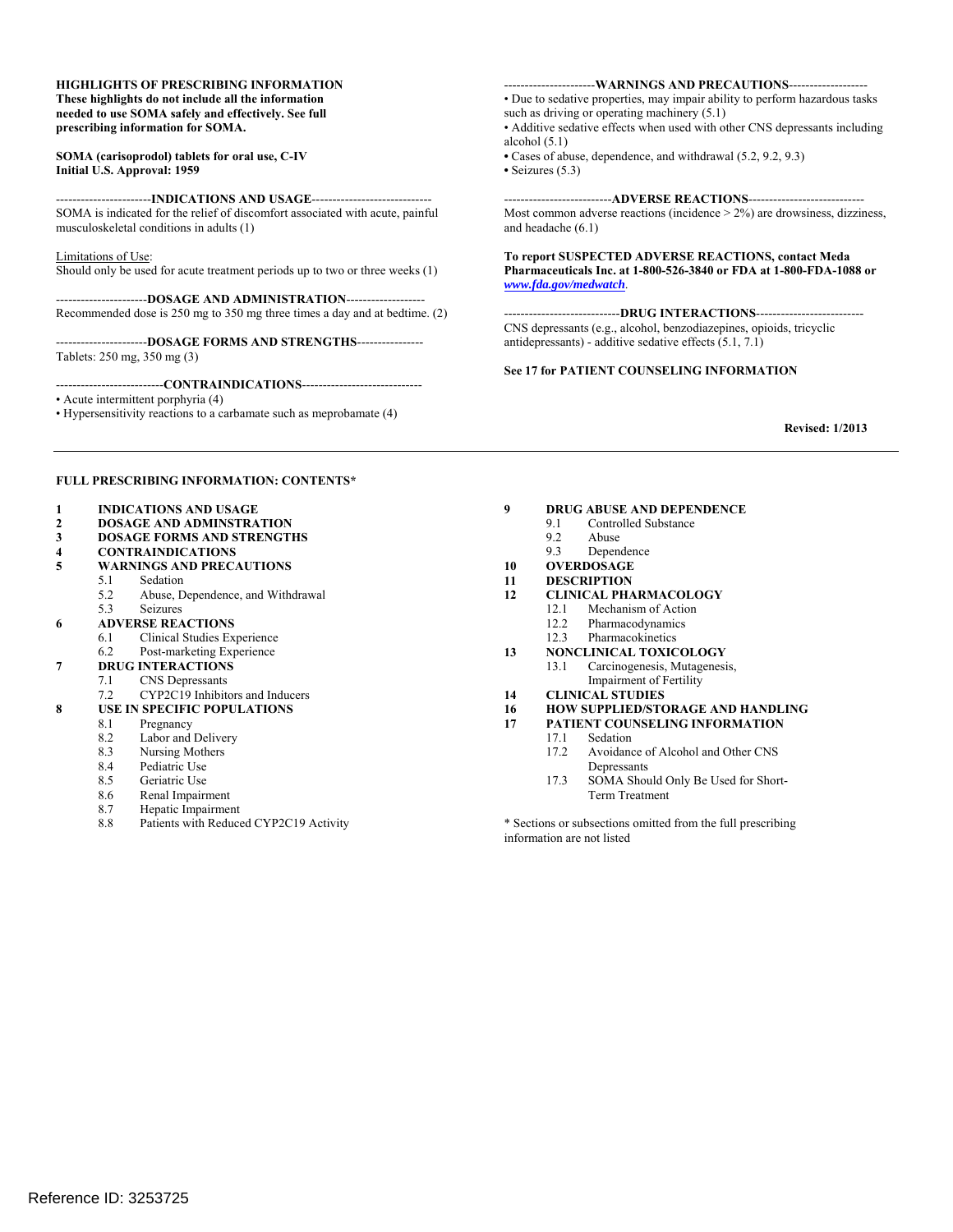**HIGHLIGHTS OF PRESCRIBING INFORMATION**
**These highlights do not include all the information needed to use SOMA safely and effectively. See full prescribing information for SOMA.**

**SOMA (carisoprodol) tablets for oral use, C-IV**
**Initial U.S. Approval: 1959**

**----------------------INDICATIONS AND USAGE----------------------------**

SOMA is indicated for the relief of discomfort associated with acute, painful musculoskeletal conditions in adults (1)

Limitations of Use:
Should only be used for acute treatment periods up to two or three weeks (1)

**----------------------DOSAGE AND ADMINISTRATION-------------------**

Recommended dose is 250 mg to 350 mg three times a day and at bedtime. (2)

**----------------------DOSAGE FORMS AND STRENGTHS----------------**

Tablets: 250 mg, 350 mg (3)

**-------------------------CONTRAINDICATIONS----------------------------**

- Acute intermittent porphyria (4)
- Hypersensitivity reactions to a carbamate such as meprobamate (4)

**----------------------WARNINGS AND PRECAUTIONS-------------------**

- Due to sedative properties, may impair ability to perform hazardous tasks such as driving or operating machinery (5.1)
- Additive sedative effects when used with other CNS depressants including alcohol (5.1)
- Cases of abuse, dependence, and withdrawal (5.2, 9.2, 9.3)
- Seizures (5.3)

**-------------------------ADVERSE REACTIONS---------------------------**

Most common adverse reactions (incidence > 2%) are drowsiness, dizziness, and headache (6.1)

**To report SUSPECTED ADVERSE REACTIONS, contact Meda Pharmaceuticals Inc. at 1-800-526-3840 or FDA at 1-800-FDA-1088 or *www.fda.gov/medwatch*.**

**---------------------------DRUG INTERACTIONS-------------------------**

CNS depressants (e.g., alcohol, benzodiazepines, opioids, tricyclic antidepressants) - additive sedative effects (5.1, 7.1)

**See 17 for PATIENT COUNSELING INFORMATION**

**Revised: 1/2013**

---

**FULL PRESCRIBING INFORMATION: CONTENTS***

**1 INDICATIONS AND USAGE**
**2 DOSAGE AND ADMINSTRATION**
**3 DOSAGE FORMS AND STRENGTHS**
**4 CONTRAINDICATIONS**
**5 WARNINGS AND PRECAUTIONS**
- 5.1 Sedation
- 5.2 Abuse, Dependence, and Withdrawal
- 5.3 Seizures

**6 ADVERSE REACTIONS**
- 6.1 Clinical Studies Experience
- 6.2 Post-marketing Experience

**7 DRUG INTERACTIONS**
- 7.1 CNS Depressants
- 7.2 CYP2C19 Inhibitors and Inducers

**8 USE IN SPECIFIC POPULATIONS**
- 8.1 Pregnancy
- 8.2 Labor and Delivery
- 8.3 Nursing Mothers
- 8.4 Pediatric Use
- 8.5 Geriatric Use
- 8.6 Renal Impairment
- 8.7 Hepatic Impairment
- 8.8 Patients with Reduced CYP2C19 Activity

**9 DRUG ABUSE AND DEPENDENCE**
- 9.1 Controlled Substance
- 9.2 Abuse
- 9.3 Dependence

**10 OVERDOSAGE**
**11 DESCRIPTION**
**12 CLINICAL PHARMACOLOGY**
- 12.1 Mechanism of Action
- 12.2 Pharmacodynamics
- 12.3 Pharmacokinetics

**13 NONCLINICAL TOXICOLOGY**
- 13.1 Carcinogenesis, Mutagenesis, Impairment of Fertility

**14 CLINICAL STUDIES**
**16 HOW SUPPLIED/STORAGE AND HANDLING**
**17 PATIENT COUNSELING INFORMATION**
- 17.1 Sedation
- 17.2 Avoidance of Alcohol and Other CNS Depressants
- 17.3 SOMA Should Only Be Used for Short-Term Treatment

* Sections or subsections omitted from the full prescribing information are not listed

Reference ID: 3253725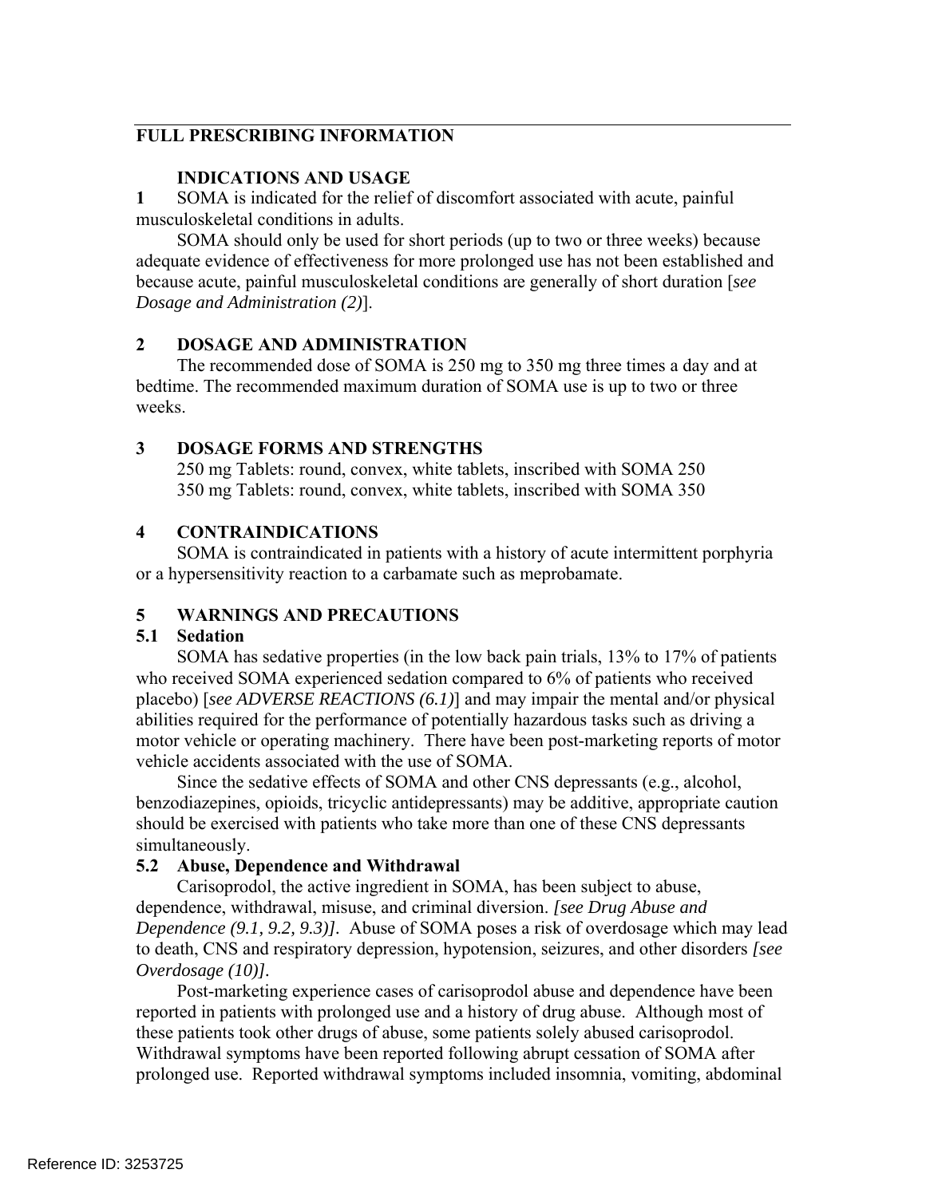# FULL PRESCRIBING INFORMATION

## 1 INDICATIONS AND USAGE

SOMA is indicated for the relief of discomfort associated with acute, painful musculoskeletal conditions in adults.

SOMA should only be used for short periods (up to two or three weeks) because adequate evidence of effectiveness for more prolonged use has not been established and because acute, painful musculoskeletal conditions are generally of short duration [*see Dosage and Administration (2)*].

## 2 DOSAGE AND ADMINISTRATION

The recommended dose of SOMA is 250 mg to 350 mg three times a day and at bedtime. The recommended maximum duration of SOMA use is up to two or three weeks.

## 3 DOSAGE FORMS AND STRENGTHS

250 mg Tablets: round, convex, white tablets, inscribed with SOMA 250
350 mg Tablets: round, convex, white tablets, inscribed with SOMA 350

## 4 CONTRAINDICATIONS

SOMA is contraindicated in patients with a history of acute intermittent porphyria or a hypersensitivity reaction to a carbamate such as meprobamate.

## 5 WARNINGS AND PRECAUTIONS

### 5.1 Sedation

SOMA has sedative properties (in the low back pain trials, 13% to 17% of patients who received SOMA experienced sedation compared to 6% of patients who received placebo) [*see ADVERSE REACTIONS (6.1)*] and may impair the mental and/or physical abilities required for the performance of potentially hazardous tasks such as driving a motor vehicle or operating machinery. There have been post-marketing reports of motor vehicle accidents associated with the use of SOMA.

Since the sedative effects of SOMA and other CNS depressants (e.g., alcohol, benzodiazepines, opioids, tricyclic antidepressants) may be additive, appropriate caution should be exercised with patients who take more than one of these CNS depressants simultaneously.

### 5.2 Abuse, Dependence and Withdrawal

Carisoprodol, the active ingredient in SOMA, has been subject to abuse, dependence, withdrawal, misuse, and criminal diversion. *[see Drug Abuse and Dependence (9.1, 9.2, 9.3)].* Abuse of SOMA poses a risk of overdosage which may lead to death, CNS and respiratory depression, hypotension, seizures, and other disorders *[see Overdosage (10)].*

Post-marketing experience cases of carisoprodol abuse and dependence have been reported in patients with prolonged use and a history of drug abuse. Although most of these patients took other drugs of abuse, some patients solely abused carisoprodol. Withdrawal symptoms have been reported following abrupt cessation of SOMA after prolonged use. Reported withdrawal symptoms included insomnia, vomiting, abdominal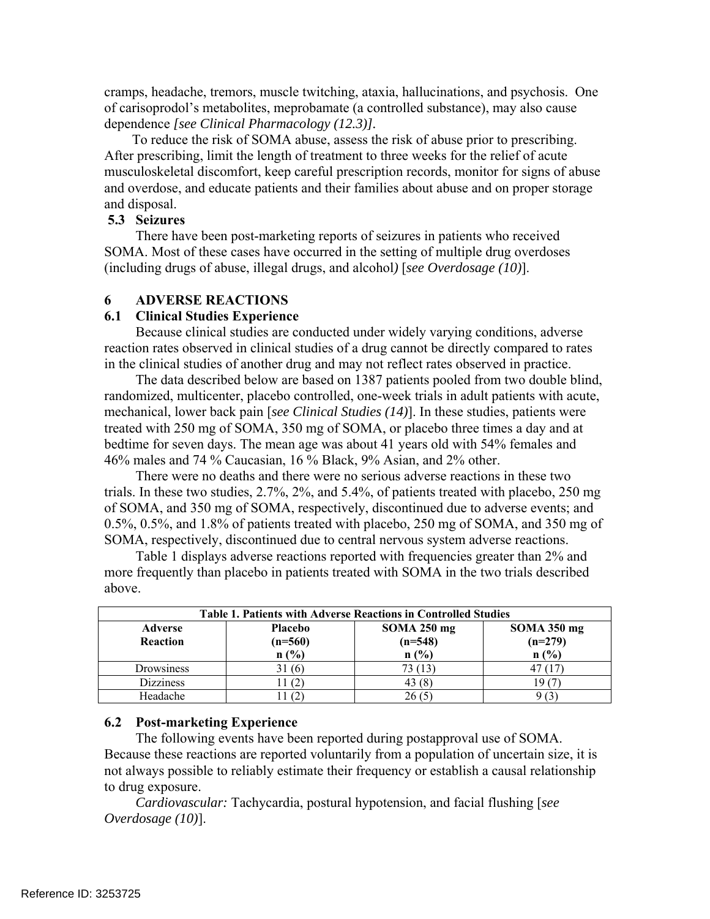cramps, headache, tremors, muscle twitching, ataxia, hallucinations, and psychosis. One of carisoprodol's metabolites, meprobamate (a controlled substance), may also cause dependence *[see Clinical Pharmacology (12.3)]*.

To reduce the risk of SOMA abuse, assess the risk of abuse prior to prescribing. After prescribing, limit the length of treatment to three weeks for the relief of acute musculoskeletal discomfort, keep careful prescription records, monitor for signs of abuse and overdose, and educate patients and their families about abuse and on proper storage and disposal.

### 5.3 Seizures

There have been post-marketing reports of seizures in patients who received SOMA. Most of these cases have occurred in the setting of multiple drug overdoses (including drugs of abuse, illegal drugs, and alcohol*)* [*see Overdosage (10)*].

## 6 ADVERSE REACTIONS

### 6.1 Clinical Studies Experience

Because clinical studies are conducted under widely varying conditions, adverse reaction rates observed in clinical studies of a drug cannot be directly compared to rates in the clinical studies of another drug and may not reflect rates observed in practice.

The data described below are based on 1387 patients pooled from two double blind, randomized, multicenter, placebo controlled, one-week trials in adult patients with acute, mechanical, lower back pain [*see Clinical Studies (14)*]. In these studies, patients were treated with 250 mg of SOMA, 350 mg of SOMA, or placebo three times a day and at bedtime for seven days. The mean age was about 41 years old with 54% females and 46% males and 74 % Caucasian, 16 % Black, 9% Asian, and 2% other.

There were no deaths and there were no serious adverse reactions in these two trials. In these two studies, 2.7%, 2%, and 5.4%, of patients treated with placebo, 250 mg of SOMA, and 350 mg of SOMA, respectively, discontinued due to adverse events; and 0.5%, 0.5%, and 1.8% of patients treated with placebo, 250 mg of SOMA, and 350 mg of SOMA, respectively, discontinued due to central nervous system adverse reactions.

Table 1 displays adverse reactions reported with frequencies greater than 2% and more frequently than placebo in patients treated with SOMA in the two trials described above.

**Table 1. Patients with Adverse Reactions in Controlled Studies**

| Adverse Reaction | Placebo (n=560) n (%) | SOMA 250 mg (n=548) n (%) | SOMA 350 mg (n=279) n (%) |
|---|---|---|---|
| Drowsiness | 31 (6) | 73 (13) | 47 (17) |
| Dizziness | 11 (2) | 43 (8) | 19 (7) |
| Headache | 11 (2) | 26 (5) | 9 (3) |

### 6.2 Post-marketing Experience

The following events have been reported during postapproval use of SOMA. Because these reactions are reported voluntarily from a population of uncertain size, it is not always possible to reliably estimate their frequency or establish a causal relationship to drug exposure.

*Cardiovascular:* Tachycardia, postural hypotension, and facial flushing [*see Overdosage (10)*].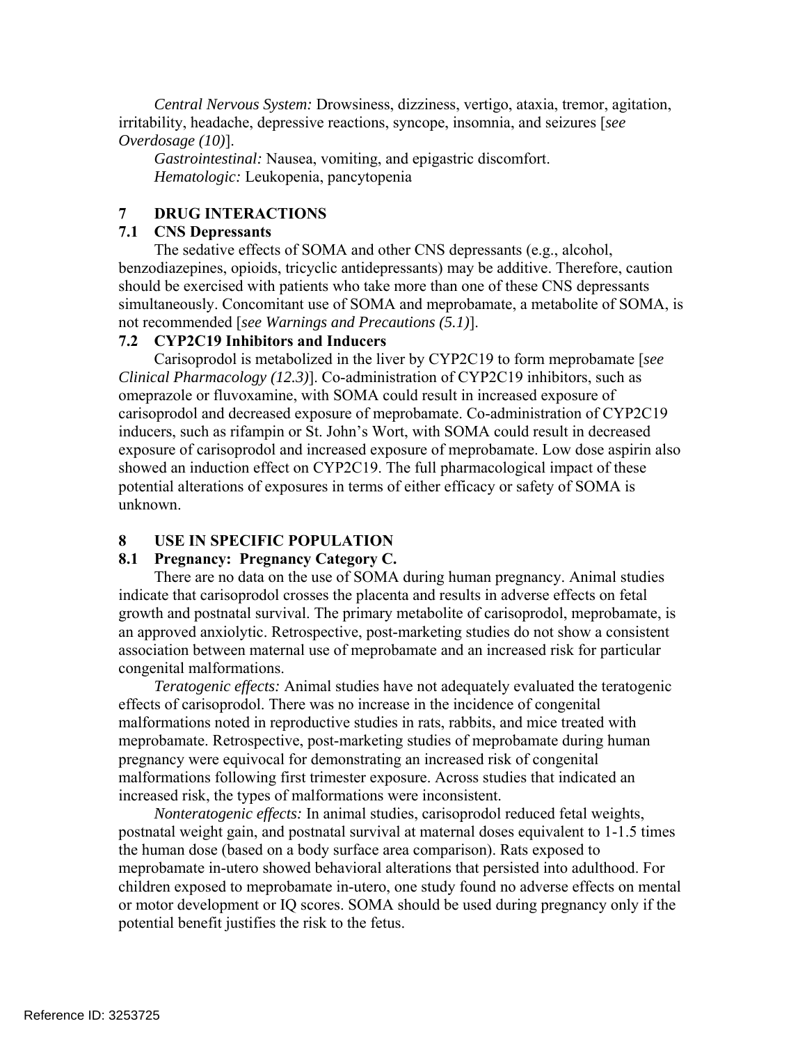*Central Nervous System:* Drowsiness, dizziness, vertigo, ataxia, tremor, agitation, irritability, headache, depressive reactions, syncope, insomnia, and seizures [*see Overdosage (10)*].

*Gastrointestinal:* Nausea, vomiting, and epigastric discomfort.

*Hematologic:* Leukopenia, pancytopenia

## 7 DRUG INTERACTIONS

### 7.1 CNS Depressants

The sedative effects of SOMA and other CNS depressants (e.g., alcohol, benzodiazepines, opioids, tricyclic antidepressants) may be additive. Therefore, caution should be exercised with patients who take more than one of these CNS depressants simultaneously. Concomitant use of SOMA and meprobamate, a metabolite of SOMA, is not recommended [*see Warnings and Precautions (5.1)*].

### 7.2 CYP2C19 Inhibitors and Inducers

Carisoprodol is metabolized in the liver by CYP2C19 to form meprobamate [*see Clinical Pharmacology (12.3)*]. Co-administration of CYP2C19 inhibitors, such as omeprazole or fluvoxamine, with SOMA could result in increased exposure of carisoprodol and decreased exposure of meprobamate. Co-administration of CYP2C19 inducers, such as rifampin or St. John's Wort, with SOMA could result in decreased exposure of carisoprodol and increased exposure of meprobamate. Low dose aspirin also showed an induction effect on CYP2C19. The full pharmacological impact of these potential alterations of exposures in terms of either efficacy or safety of SOMA is unknown.

## 8 USE IN SPECIFIC POPULATION

### 8.1 Pregnancy: Pregnancy Category C.

There are no data on the use of SOMA during human pregnancy. Animal studies indicate that carisoprodol crosses the placenta and results in adverse effects on fetal growth and postnatal survival. The primary metabolite of carisoprodol, meprobamate, is an approved anxiolytic. Retrospective, post-marketing studies do not show a consistent association between maternal use of meprobamate and an increased risk for particular congenital malformations.

*Teratogenic effects:* Animal studies have not adequately evaluated the teratogenic effects of carisoprodol. There was no increase in the incidence of congenital malformations noted in reproductive studies in rats, rabbits, and mice treated with meprobamate. Retrospective, post-marketing studies of meprobamate during human pregnancy were equivocal for demonstrating an increased risk of congenital malformations following first trimester exposure. Across studies that indicated an increased risk, the types of malformations were inconsistent.

*Nonteratogenic effects:* In animal studies, carisoprodol reduced fetal weights, postnatal weight gain, and postnatal survival at maternal doses equivalent to 1-1.5 times the human dose (based on a body surface area comparison). Rats exposed to meprobamate in-utero showed behavioral alterations that persisted into adulthood. For children exposed to meprobamate in-utero, one study found no adverse effects on mental or motor development or IQ scores. SOMA should be used during pregnancy only if the potential benefit justifies the risk to the fetus.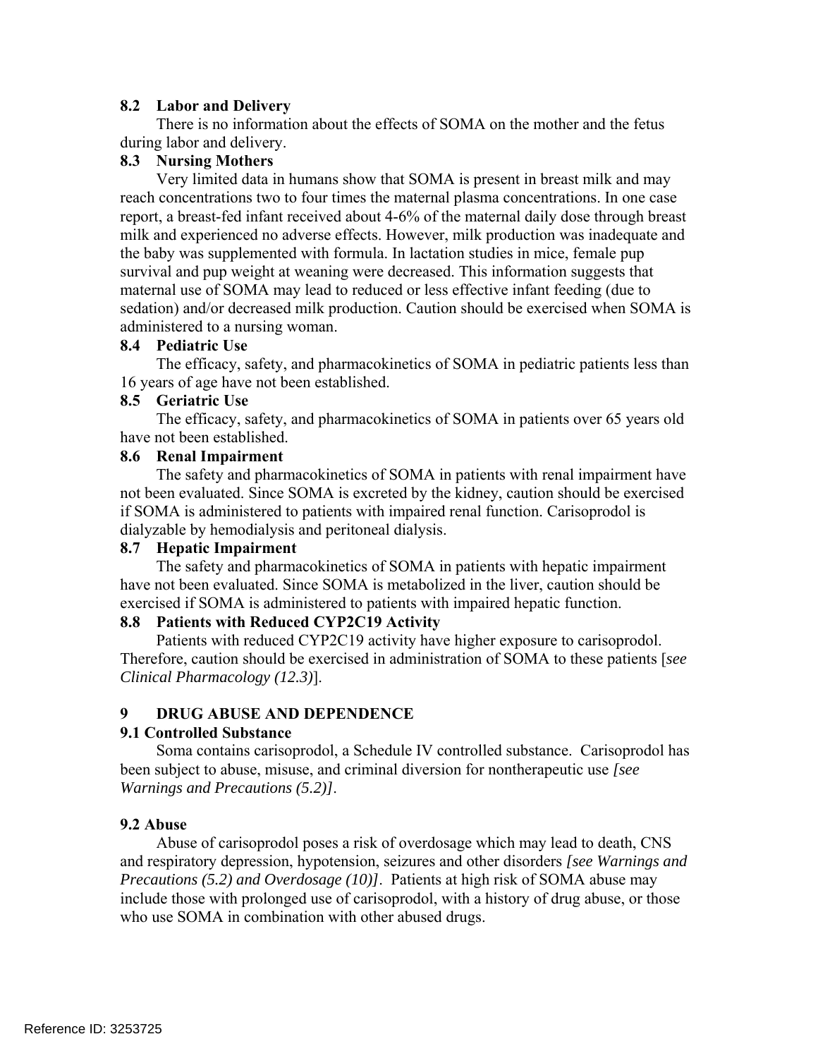### 8.2 Labor and Delivery

There is no information about the effects of SOMA on the mother and the fetus during labor and delivery.

### 8.3 Nursing Mothers

Very limited data in humans show that SOMA is present in breast milk and may reach concentrations two to four times the maternal plasma concentrations. In one case report, a breast-fed infant received about 4-6% of the maternal daily dose through breast milk and experienced no adverse effects. However, milk production was inadequate and the baby was supplemented with formula. In lactation studies in mice, female pup survival and pup weight at weaning were decreased. This information suggests that maternal use of SOMA may lead to reduced or less effective infant feeding (due to sedation) and/or decreased milk production. Caution should be exercised when SOMA is administered to a nursing woman.

### 8.4 Pediatric Use

The efficacy, safety, and pharmacokinetics of SOMA in pediatric patients less than 16 years of age have not been established.

### 8.5 Geriatric Use

The efficacy, safety, and pharmacokinetics of SOMA in patients over 65 years old have not been established.

### 8.6 Renal Impairment

The safety and pharmacokinetics of SOMA in patients with renal impairment have not been evaluated. Since SOMA is excreted by the kidney, caution should be exercised if SOMA is administered to patients with impaired renal function. Carisoprodol is dialyzable by hemodialysis and peritoneal dialysis.

### 8.7 Hepatic Impairment

The safety and pharmacokinetics of SOMA in patients with hepatic impairment have not been evaluated. Since SOMA is metabolized in the liver, caution should be exercised if SOMA is administered to patients with impaired hepatic function.

### 8.8 Patients with Reduced CYP2C19 Activity

Patients with reduced CYP2C19 activity have higher exposure to carisoprodol. Therefore, caution should be exercised in administration of SOMA to these patients [*see Clinical Pharmacology (12.3)*].

## 9 DRUG ABUSE AND DEPENDENCE

### 9.1 Controlled Substance

Soma contains carisoprodol, a Schedule IV controlled substance. Carisoprodol has been subject to abuse, misuse, and criminal diversion for nontherapeutic use *[see Warnings and Precautions (5.2)]*.

### 9.2 Abuse

Abuse of carisoprodol poses a risk of overdosage which may lead to death, CNS and respiratory depression, hypotension, seizures and other disorders *[see Warnings and Precautions (5.2) and Overdosage (10)]*. Patients at high risk of SOMA abuse may include those with prolonged use of carisoprodol, with a history of drug abuse, or those who use SOMA in combination with other abused drugs.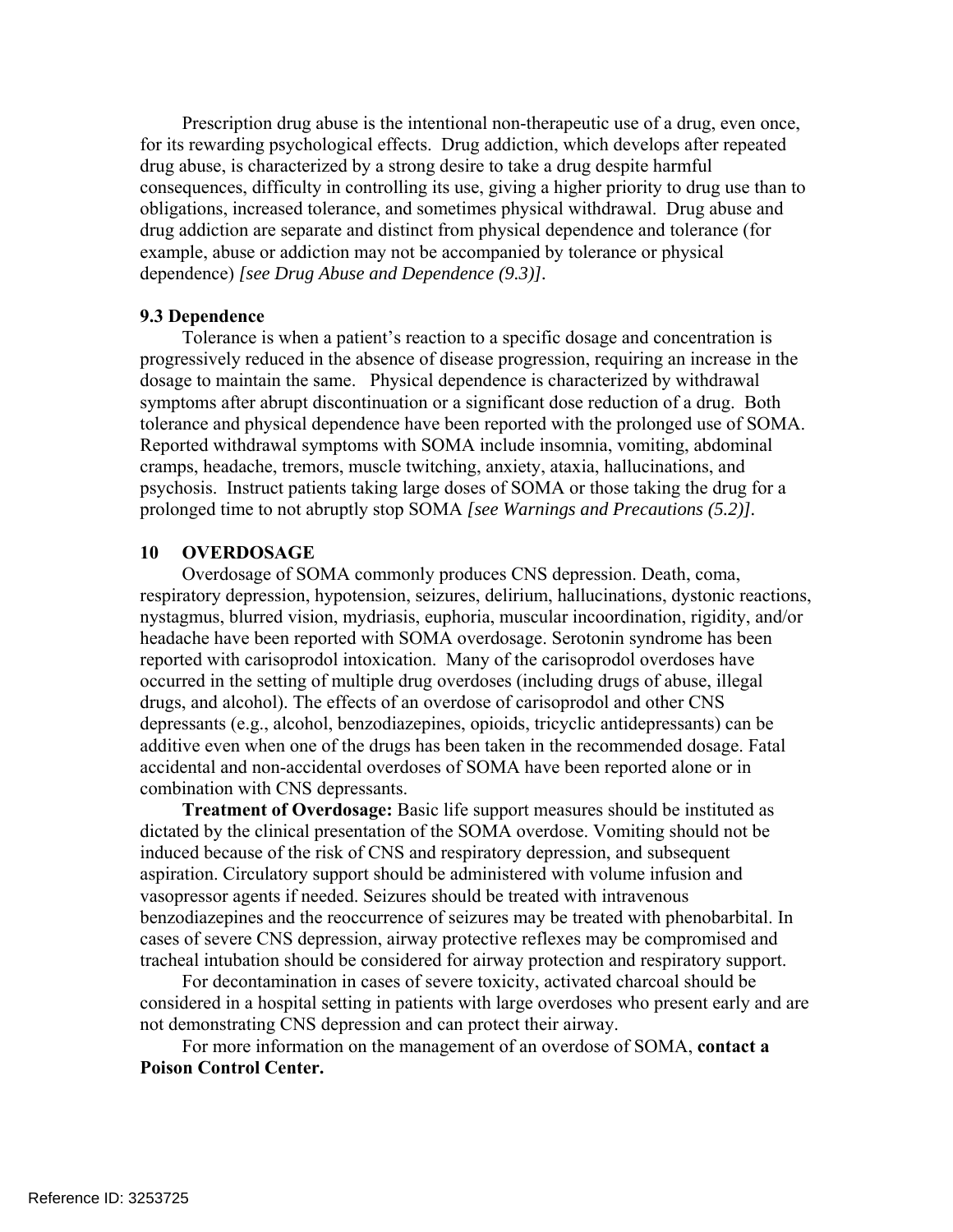Prescription drug abuse is the intentional non-therapeutic use of a drug, even once, for its rewarding psychological effects. Drug addiction, which develops after repeated drug abuse, is characterized by a strong desire to take a drug despite harmful consequences, difficulty in controlling its use, giving a higher priority to drug use than to obligations, increased tolerance, and sometimes physical withdrawal. Drug abuse and drug addiction are separate and distinct from physical dependence and tolerance (for example, abuse or addiction may not be accompanied by tolerance or physical dependence) *[see Drug Abuse and Dependence (9.3)]*.

### 9.3 Dependence

Tolerance is when a patient's reaction to a specific dosage and concentration is progressively reduced in the absence of disease progression, requiring an increase in the dosage to maintain the same. Physical dependence is characterized by withdrawal symptoms after abrupt discontinuation or a significant dose reduction of a drug. Both tolerance and physical dependence have been reported with the prolonged use of SOMA. Reported withdrawal symptoms with SOMA include insomnia, vomiting, abdominal cramps, headache, tremors, muscle twitching, anxiety, ataxia, hallucinations, and psychosis. Instruct patients taking large doses of SOMA or those taking the drug for a prolonged time to not abruptly stop SOMA *[see Warnings and Precautions (5.2)]*.

## 10 OVERDOSAGE

Overdosage of SOMA commonly produces CNS depression. Death, coma, respiratory depression, hypotension, seizures, delirium, hallucinations, dystonic reactions, nystagmus, blurred vision, mydriasis, euphoria, muscular incoordination, rigidity, and/or headache have been reported with SOMA overdosage. Serotonin syndrome has been reported with carisoprodol intoxication. Many of the carisoprodol overdoses have occurred in the setting of multiple drug overdoses (including drugs of abuse, illegal drugs, and alcohol). The effects of an overdose of carisoprodol and other CNS depressants (e.g., alcohol, benzodiazepines, opioids, tricyclic antidepressants) can be additive even when one of the drugs has been taken in the recommended dosage. Fatal accidental and non-accidental overdoses of SOMA have been reported alone or in combination with CNS depressants.

**Treatment of Overdosage:** Basic life support measures should be instituted as dictated by the clinical presentation of the SOMA overdose. Vomiting should not be induced because of the risk of CNS and respiratory depression, and subsequent aspiration. Circulatory support should be administered with volume infusion and vasopressor agents if needed. Seizures should be treated with intravenous benzodiazepines and the reoccurrence of seizures may be treated with phenobarbital. In cases of severe CNS depression, airway protective reflexes may be compromised and tracheal intubation should be considered for airway protection and respiratory support.

For decontamination in cases of severe toxicity, activated charcoal should be considered in a hospital setting in patients with large overdoses who present early and are not demonstrating CNS depression and can protect their airway.

For more information on the management of an overdose of SOMA, **contact a Poison Control Center.**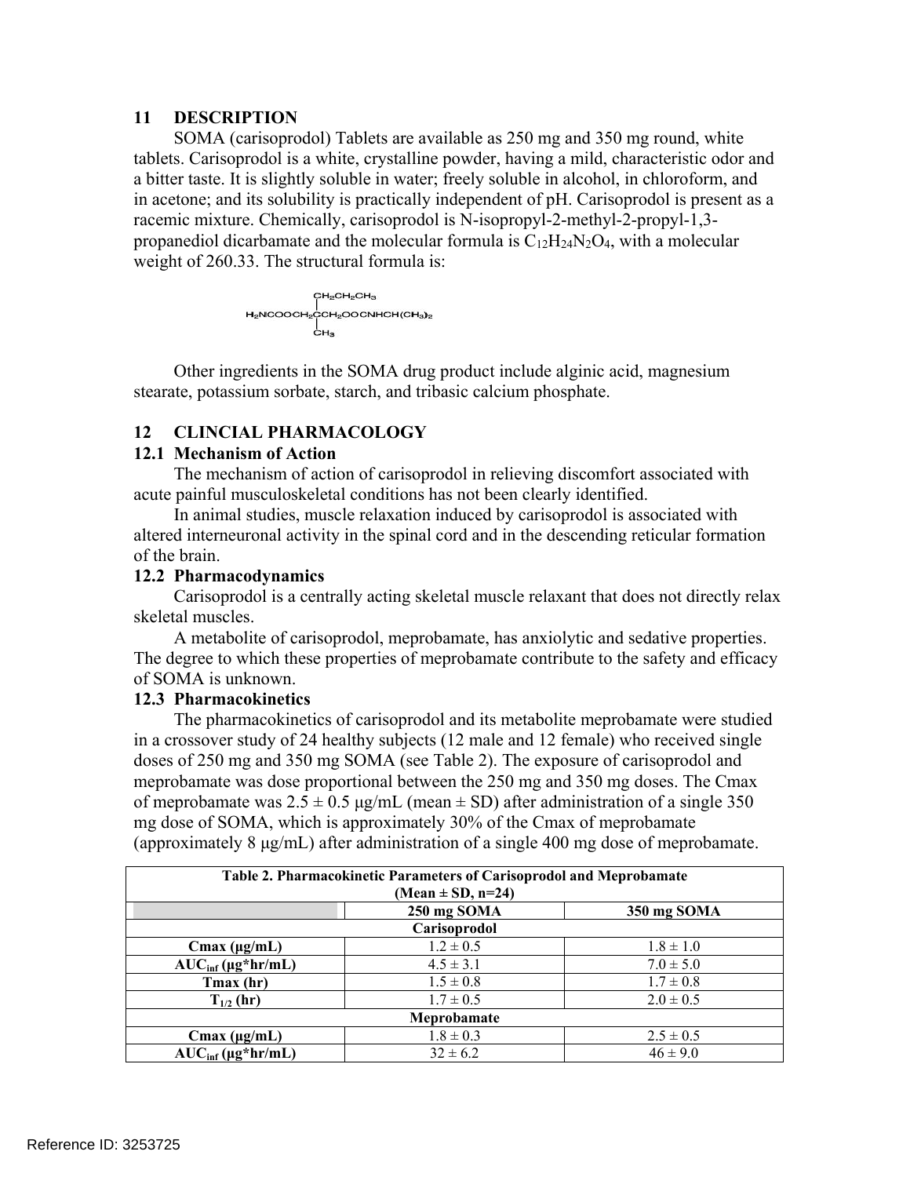## 11 DESCRIPTION

SOMA (carisoprodol) Tablets are available as 250 mg and 350 mg round, white tablets. Carisoprodol is a white, crystalline powder, having a mild, characteristic odor and a bitter taste. It is slightly soluble in water; freely soluble in alcohol, in chloroform, and in acetone; and its solubility is practically independent of pH. Carisoprodol is present as a racemic mixture. Chemically, carisoprodol is N-isopropyl-2-methyl-2-propyl-1,3-propanediol dicarbamate and the molecular formula is $C_{12}H_{24}N_2O_4$, with a molecular weight of 260.33. The structural formula is:

```
                 CH2CH2CH3
                 |
H2NCOOCH2CCH2OOCNHCH(CH3)2
                 |
                 CH3
```

Other ingredients in the SOMA drug product include alginic acid, magnesium stearate, potassium sorbate, starch, and tribasic calcium phosphate.

## 12 CLINCIAL PHARMACOLOGY

### 12.1 Mechanism of Action

The mechanism of action of carisoprodol in relieving discomfort associated with acute painful musculoskeletal conditions has not been clearly identified.

In animal studies, muscle relaxation induced by carisoprodol is associated with altered interneuronal activity in the spinal cord and in the descending reticular formation of the brain.

### 12.2 Pharmacodynamics

Carisoprodol is a centrally acting skeletal muscle relaxant that does not directly relax skeletal muscles.

A metabolite of carisoprodol, meprobamate, has anxiolytic and sedative properties. The degree to which these properties of meprobamate contribute to the safety and efficacy of SOMA is unknown.

### 12.3 Pharmacokinetics

The pharmacokinetics of carisoprodol and its metabolite meprobamate were studied in a crossover study of 24 healthy subjects (12 male and 12 female) who received single doses of 250 mg and 350 mg SOMA (see Table 2). The exposure of carisoprodol and meprobamate was dose proportional between the 250 mg and 350 mg doses. The Cmax of meprobamate was 2.5 ± 0.5 µg/mL (mean ± SD) after administration of a single 350 mg dose of SOMA, which is approximately 30% of the Cmax of meprobamate (approximately 8 µg/mL) after administration of a single 400 mg dose of meprobamate.

**Table 2. Pharmacokinetic Parameters of Carisoprodol and Meprobamate (Mean ± SD, n=24)**

| | 250 mg SOMA | 350 mg SOMA |
|---|---|---|
| **Carisoprodol** | | |
| **Cmax (µg/mL)** | 1.2 ± 0.5 | 1.8 ± 1.0 |
| **$AUC_{inf}$ (µg\*hr/mL)** | 4.5 ± 3.1 | 7.0 ± 5.0 |
| **Tmax (hr)** | 1.5 ± 0.8 | 1.7 ± 0.8 |
| **$T_{1/2}$ (hr)** | 1.7 ± 0.5 | 2.0 ± 0.5 |
| **Meprobamate** | | |
| **Cmax (µg/mL)** | 1.8 ± 0.3 | 2.5 ± 0.5 |
| **$AUC_{inf}$ (µg\*hr/mL)** | 32 ± 6.2 | 46 ± 9.0 |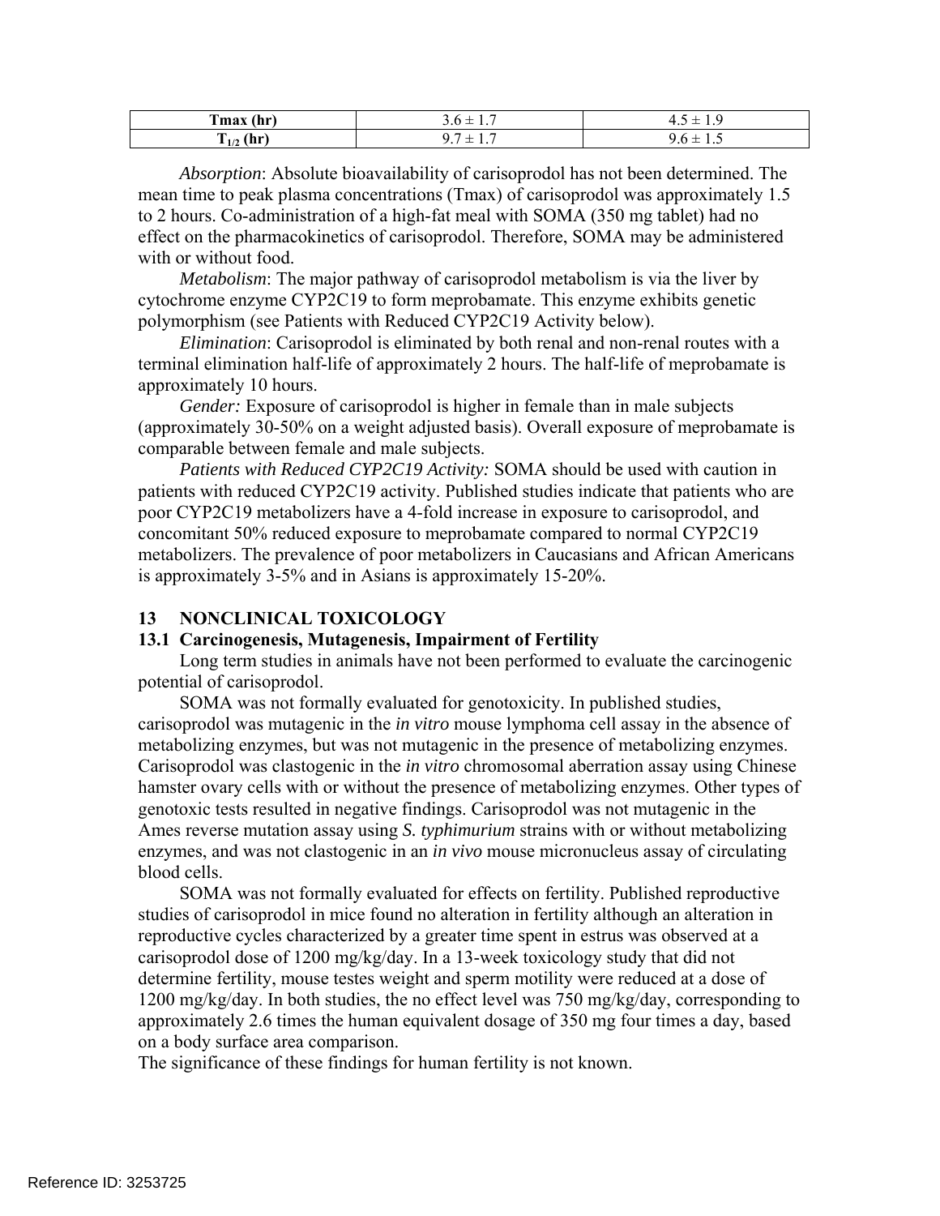| Tmax (hr) | 3.6 ± 1.7 | 4.5 ± 1.9 |
| --- | --- | --- |
| $T_{1/2}$ (hr) | 9.7 ± 1.7 | 9.6 ± 1.5 |

*Absorption*: Absolute bioavailability of carisoprodol has not been determined. The mean time to peak plasma concentrations (Tmax) of carisoprodol was approximately 1.5 to 2 hours. Co-administration of a high-fat meal with SOMA (350 mg tablet) had no effect on the pharmacokinetics of carisoprodol. Therefore, SOMA may be administered with or without food.

*Metabolism*: The major pathway of carisoprodol metabolism is via the liver by cytochrome enzyme CYP2C19 to form meprobamate. This enzyme exhibits genetic polymorphism (see Patients with Reduced CYP2C19 Activity below).

*Elimination*: Carisoprodol is eliminated by both renal and non-renal routes with a terminal elimination half-life of approximately 2 hours. The half-life of meprobamate is approximately 10 hours.

*Gender:* Exposure of carisoprodol is higher in female than in male subjects (approximately 30-50% on a weight adjusted basis). Overall exposure of meprobamate is comparable between female and male subjects.

*Patients with Reduced CYP2C19 Activity:* SOMA should be used with caution in patients with reduced CYP2C19 activity. Published studies indicate that patients who are poor CYP2C19 metabolizers have a 4-fold increase in exposure to carisoprodol, and concomitant 50% reduced exposure to meprobamate compared to normal CYP2C19 metabolizers. The prevalence of poor metabolizers in Caucasians and African Americans is approximately 3-5% and in Asians is approximately 15-20%.

## 13 NONCLINICAL TOXICOLOGY

### 13.1 Carcinogenesis, Mutagenesis, Impairment of Fertility

Long term studies in animals have not been performed to evaluate the carcinogenic potential of carisoprodol.

SOMA was not formally evaluated for genotoxicity. In published studies, carisoprodol was mutagenic in the *in vitro* mouse lymphoma cell assay in the absence of metabolizing enzymes, but was not mutagenic in the presence of metabolizing enzymes. Carisoprodol was clastogenic in the *in vitro* chromosomal aberration assay using Chinese hamster ovary cells with or without the presence of metabolizing enzymes. Other types of genotoxic tests resulted in negative findings. Carisoprodol was not mutagenic in the Ames reverse mutation assay using *S. typhimurium* strains with or without metabolizing enzymes, and was not clastogenic in an *in vivo* mouse micronucleus assay of circulating blood cells.

SOMA was not formally evaluated for effects on fertility. Published reproductive studies of carisoprodol in mice found no alteration in fertility although an alteration in reproductive cycles characterized by a greater time spent in estrus was observed at a carisoprodol dose of 1200 mg/kg/day. In a 13-week toxicology study that did not determine fertility, mouse testes weight and sperm motility were reduced at a dose of 1200 mg/kg/day. In both studies, the no effect level was 750 mg/kg/day, corresponding to approximately 2.6 times the human equivalent dosage of 350 mg four times a day, based on a body surface area comparison.

The significance of these findings for human fertility is not known.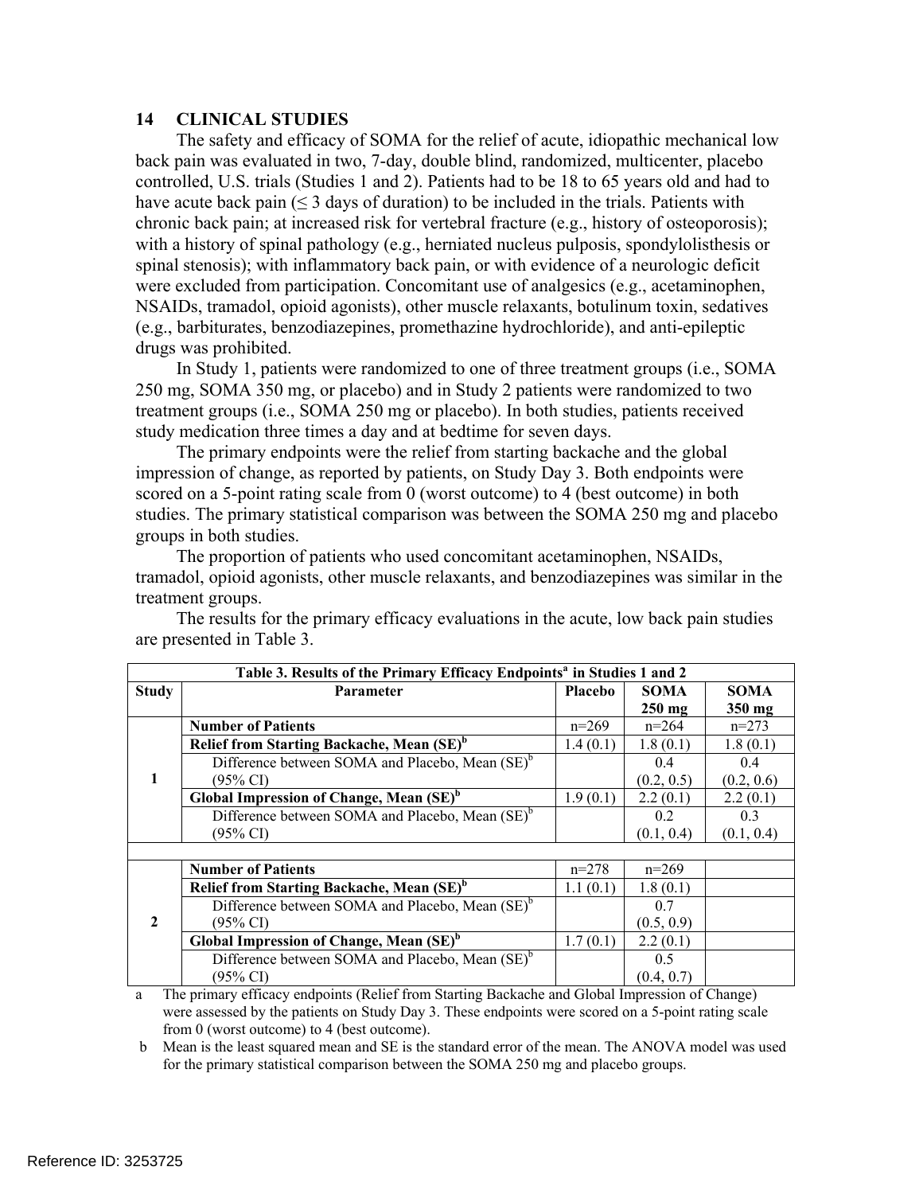## 14 CLINICAL STUDIES

The safety and efficacy of SOMA for the relief of acute, idiopathic mechanical low back pain was evaluated in two, 7-day, double blind, randomized, multicenter, placebo controlled, U.S. trials (Studies 1 and 2). Patients had to be 18 to 65 years old and had to have acute back pain (≤ 3 days of duration) to be included in the trials. Patients with chronic back pain; at increased risk for vertebral fracture (e.g., history of osteoporosis); with a history of spinal pathology (e.g., herniated nucleus pulposis, spondylolisthesis or spinal stenosis); with inflammatory back pain, or with evidence of a neurologic deficit were excluded from participation. Concomitant use of analgesics (e.g., acetaminophen, NSAIDs, tramadol, opioid agonists), other muscle relaxants, botulinum toxin, sedatives (e.g., barbiturates, benzodiazepines, promethazine hydrochloride), and anti-epileptic drugs was prohibited.

In Study 1, patients were randomized to one of three treatment groups (i.e., SOMA 250 mg, SOMA 350 mg, or placebo) and in Study 2 patients were randomized to two treatment groups (i.e., SOMA 250 mg or placebo). In both studies, patients received study medication three times a day and at bedtime for seven days.

The primary endpoints were the relief from starting backache and the global impression of change, as reported by patients, on Study Day 3. Both endpoints were scored on a 5-point rating scale from 0 (worst outcome) to 4 (best outcome) in both studies. The primary statistical comparison was between the SOMA 250 mg and placebo groups in both studies.

The proportion of patients who used concomitant acetaminophen, NSAIDs, tramadol, opioid agonists, other muscle relaxants, and benzodiazepines was similar in the treatment groups.

The results for the primary efficacy evaluations in the acute, low back pain studies are presented in Table 3.

**Table 3. Results of the Primary Efficacy Endpoints[a] in Studies 1 and 2**

| Study | Parameter | Placebo | SOMA 250 mg | SOMA 350 mg |
|---|---|---|---|---|
| 1 | **Number of Patients** | n=269 | n=264 | n=273 |
| | **Relief from Starting Backache, Mean (SE)[b]** | 1.4 (0.1) | 1.8 (0.1) | 1.8 (0.1) |
| | Difference between SOMA and Placebo, Mean (SE)[b] (95% CI) | | 0.4 (0.2, 0.5) | 0.4 (0.2, 0.6) |
| | **Global Impression of Change, Mean (SE)[b]** | 1.9 (0.1) | 2.2 (0.1) | 2.2 (0.1) |
| | Difference between SOMA and Placebo, Mean (SE)[b] (95% CI) | | 0.2 (0.1, 0.4) | 0.3 (0.1, 0.4) |
| 2 | **Number of Patients** | n=278 | n=269 | |
| | **Relief from Starting Backache, Mean (SE)[b]** | 1.1 (0.1) | 1.8 (0.1) | |
| | Difference between SOMA and Placebo, Mean (SE)[b] (95% CI) | | 0.7 (0.5, 0.9) | |
| | **Global Impression of Change, Mean (SE)[b]** | 1.7 (0.1) | 2.2 (0.1) | |
| | Difference between SOMA and Placebo, Mean (SE)[b] (95% CI) | | 0.5 (0.4, 0.7) | |

a The primary efficacy endpoints (Relief from Starting Backache and Global Impression of Change) were assessed by the patients on Study Day 3. These endpoints were scored on a 5-point rating scale from 0 (worst outcome) to 4 (best outcome).

b Mean is the least squared mean and SE is the standard error of the mean. The ANOVA model was used for the primary statistical comparison between the SOMA 250 mg and placebo groups.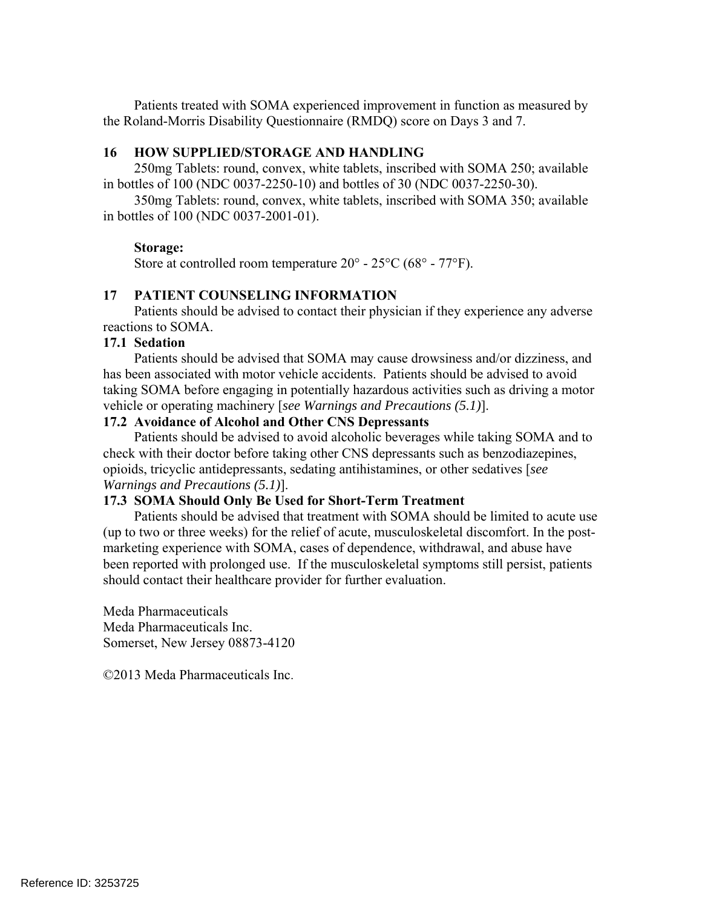Patients treated with SOMA experienced improvement in function as measured by the Roland-Morris Disability Questionnaire (RMDQ) score on Days 3 and 7.

## 16 HOW SUPPLIED/STORAGE AND HANDLING

250mg Tablets: round, convex, white tablets, inscribed with SOMA 250; available in bottles of 100 (NDC 0037-2250-10) and bottles of 30 (NDC 0037-2250-30).

350mg Tablets: round, convex, white tablets, inscribed with SOMA 350; available in bottles of 100 (NDC 0037-2001-01).

**Storage:**

Store at controlled room temperature 20° - 25°C (68° - 77°F).

## 17 PATIENT COUNSELING INFORMATION

Patients should be advised to contact their physician if they experience any adverse reactions to SOMA.

### 17.1 Sedation

Patients should be advised that SOMA may cause drowsiness and/or dizziness, and has been associated with motor vehicle accidents. Patients should be advised to avoid taking SOMA before engaging in potentially hazardous activities such as driving a motor vehicle or operating machinery [*see Warnings and Precautions (5.1)*].

### 17.2 Avoidance of Alcohol and Other CNS Depressants

Patients should be advised to avoid alcoholic beverages while taking SOMA and to check with their doctor before taking other CNS depressants such as benzodiazepines, opioids, tricyclic antidepressants, sedating antihistamines, or other sedatives [*see Warnings and Precautions (5.1)*].

### 17.3 SOMA Should Only Be Used for Short-Term Treatment

Patients should be advised that treatment with SOMA should be limited to acute use (up to two or three weeks) for the relief of acute, musculoskeletal discomfort. In the post-marketing experience with SOMA, cases of dependence, withdrawal, and abuse have been reported with prolonged use. If the musculoskeletal symptoms still persist, patients should contact their healthcare provider for further evaluation.

Meda Pharmaceuticals
Meda Pharmaceuticals Inc.
Somerset, New Jersey 08873-4120

©2013 Meda Pharmaceuticals Inc.